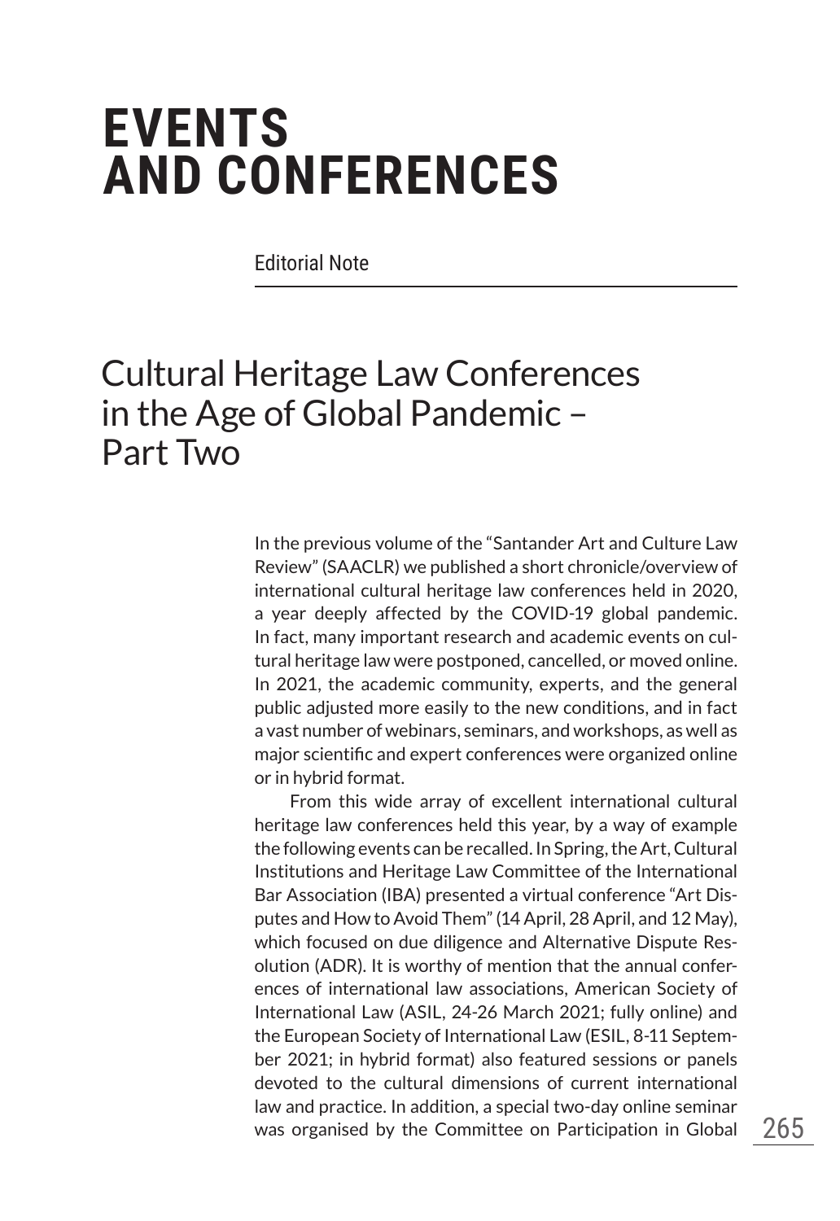# EVENTS AND CONFERENCES

Editorial Note

## Cultural Heritage Law Conferences in the Age of Global Pandemic – Part Two

In the previous volume of the "Santander Art and Culture Law Review" (SAACLR) we published a short chronicle/overview of international cultural heritage law conferences held in 2020, a year deeply affected by the COVID-19 global pandemic. In fact, many important research and academic events on cultural heritage law were postponed, cancelled, or moved online. In 2021, the academic community, experts, and the general public adjusted more easily to the new conditions, and in fact a vast number of webinars, seminars, and workshops, as well as major scientific and expert conferences were organized online or in hybrid format.

From this wide array of excellent international cultural heritage law conferences held this year, by a way of example the following events can be recalled. In Spring, the Art, Cultural Institutions and Heritage Law Committee of the International Bar Association (IBA) presented a virtual conference "Art Disputes and How to Avoid Them" (14 April, 28 April, and 12 May), which focused on due diligence and Alternative Dispute Resolution (ADR). It is worthy of mention that the annual conferences of international law associations, American Society of International Law (ASIL, 24-26 March 2021; fully online) and the European Society of International Law (ESIL, 8-11 September 2021; in hybrid format) also featured sessions or panels devoted to the cultural dimensions of current international law and practice. In addition, a special two-day online seminar was organised by the Committee on Participation in Global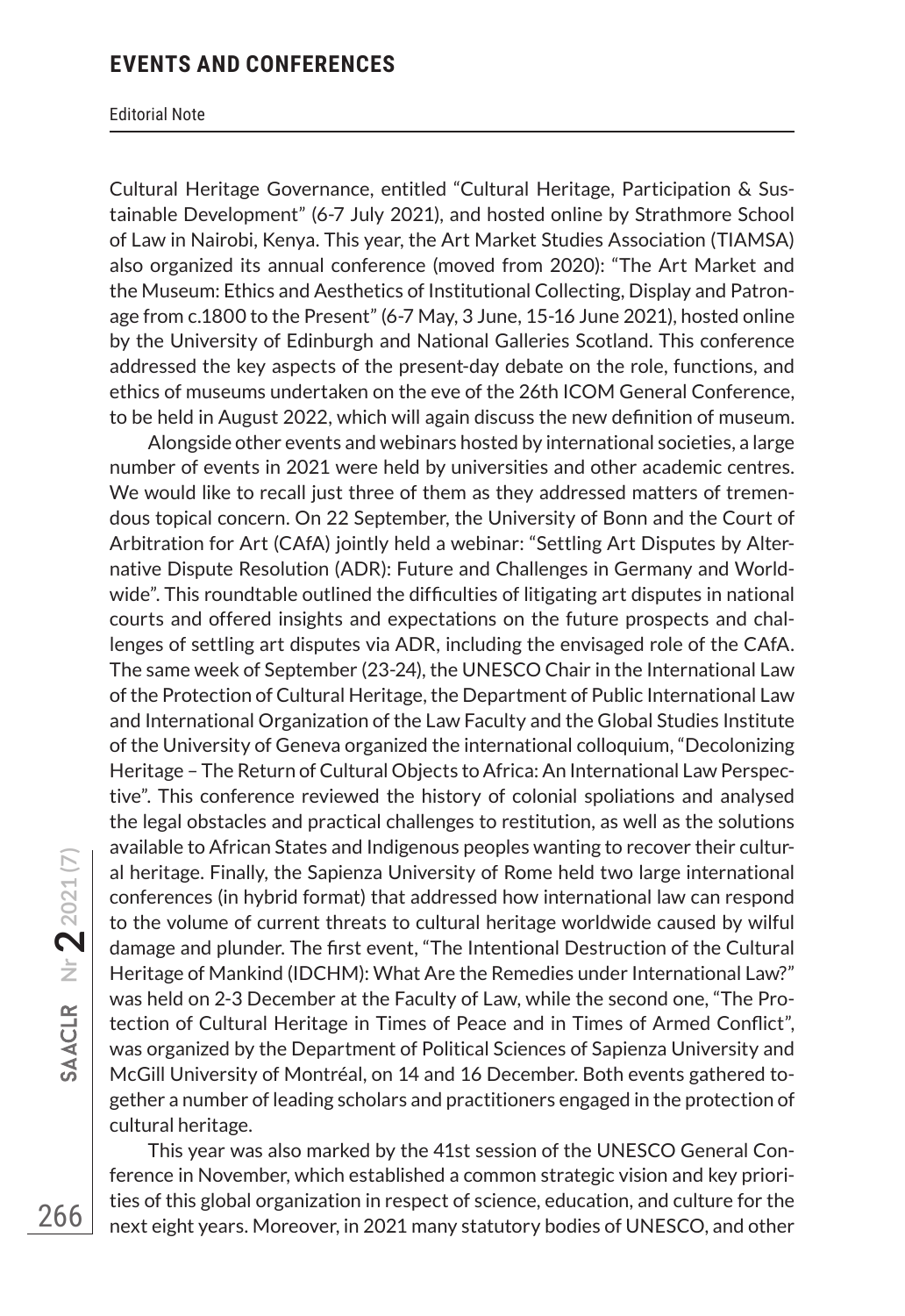Cultural Heritage Governance, entitled "Cultural Heritage, Participation & Sustainable Development" (6-7 July 2021), and hosted online by Strathmore School of Law in Nairobi, Kenya. This year, the Art Market Studies Association (TIAMSA) also organized its annual conference (moved from 2020): "The Art Market and the Museum: Ethics and Aesthetics of Institutional Collecting, Display and Patronage from c.1800 to the Present" (6-7 May, 3 June, 15-16 June 2021), hosted online by the University of Edinburgh and National Galleries Scotland. This conference addressed the key aspects of the present-day debate on the role, functions, and ethics of museums undertaken on the eve of the 26th ICOM General Conference, to be held in August 2022, which will again discuss the new definition of museum.

Alongside other events and webinars hosted by international societies, a large number of events in 2021 were held by universities and other academic centres. We would like to recall just three of them as they addressed matters of tremendous topical concern. On 22 September, the University of Bonn and the Court of Arbitration for Art (CAfA) jointly held a webinar: "Settling Art Disputes by Alternative Dispute Resolution (ADR): Future and Challenges in Germany and Worldwide". This roundtable outlined the difficulties of litigating art disputes in national courts and offered insights and expectations on the future prospects and challenges of settling art disputes via ADR, including the envisaged role of the CAfA. The same week of September (23-24), the UNESCO Chair in the International Law of the Protection of Cultural Heritage, the Department of Public International Law and International Organization of the Law Faculty and the Global Studies Institute of the University of Geneva organized the international colloquium, "Decolonizing Heritage – The Return of Cultural Objects to Africa: An International Law Perspective". This conference reviewed the history of colonial spoliations and analysed the legal obstacles and practical challenges to restitution, as well as the solutions available to African States and Indigenous peoples wanting to recover their cultural heritage. Finally, the Sapienza University of Rome held two large international conferences (in hybrid format) that addressed how international law can respond to the volume of current threats to cultural heritage worldwide caused by wilful damage and plunder. The first event, "The Intentional Destruction of the Cultural Heritage of Mankind (IDCHM): What Are the Remedies under International Law?" was held on 2-3 December at the Faculty of Law, while the second one, "The Protection of Cultural Heritage in Times of Peace and in Times of Armed Conflict", was organized by the Department of Political Sciences of Sapienza University and McGill University of Montréal, on 14 and 16 December. Both events gathered together a number of leading scholars and practitioners engaged in the protection of cultural heritage.

This year was also marked by the 41st session of the UNESCO General Conference in November, which established a common strategic vision and key priorities of this global organization in respect of science, education, and culture for the next eight years. Moreover, in 2021 many statutory bodies of UNESCO, and other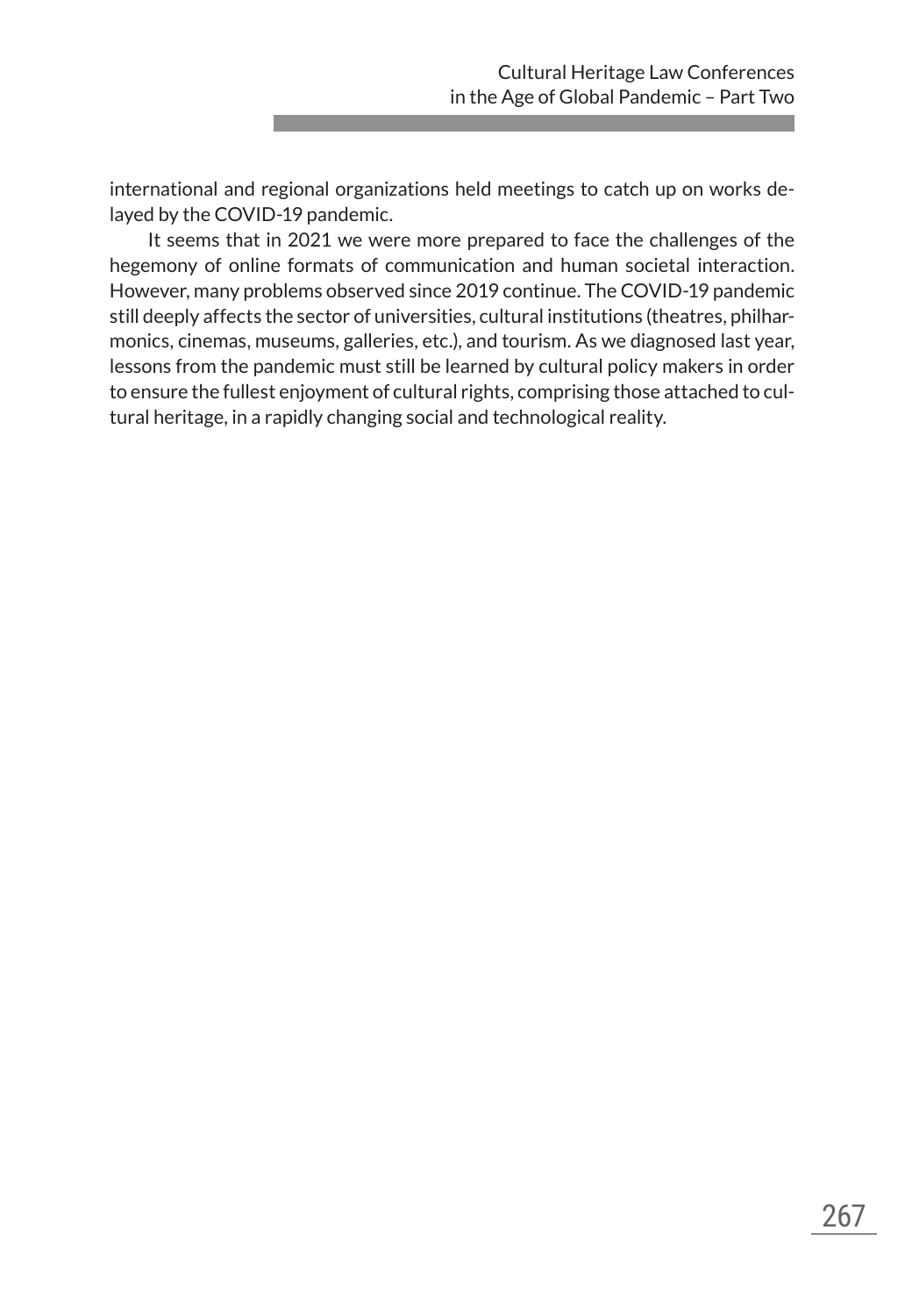international and regional organizations held meetings to catch up on works delayed by the COVID-19 pandemic.

It seems that in 2021 we were more prepared to face the challenges of the hegemony of online formats of communication and human societal interaction. However, many problems observed since 2019 continue. The COVID-19 pandemic still deeply affects the sector of universities, cultural institutions (theatres, philharmonics, cinemas, museums, galleries, etc.), and tourism. As we diagnosed last year, lessons from the pandemic must still be learned by cultural policy makers in order to ensure the fullest enjoyment of cultural rights, comprising those attached to cultural heritage, in a rapidly changing social and technological reality.